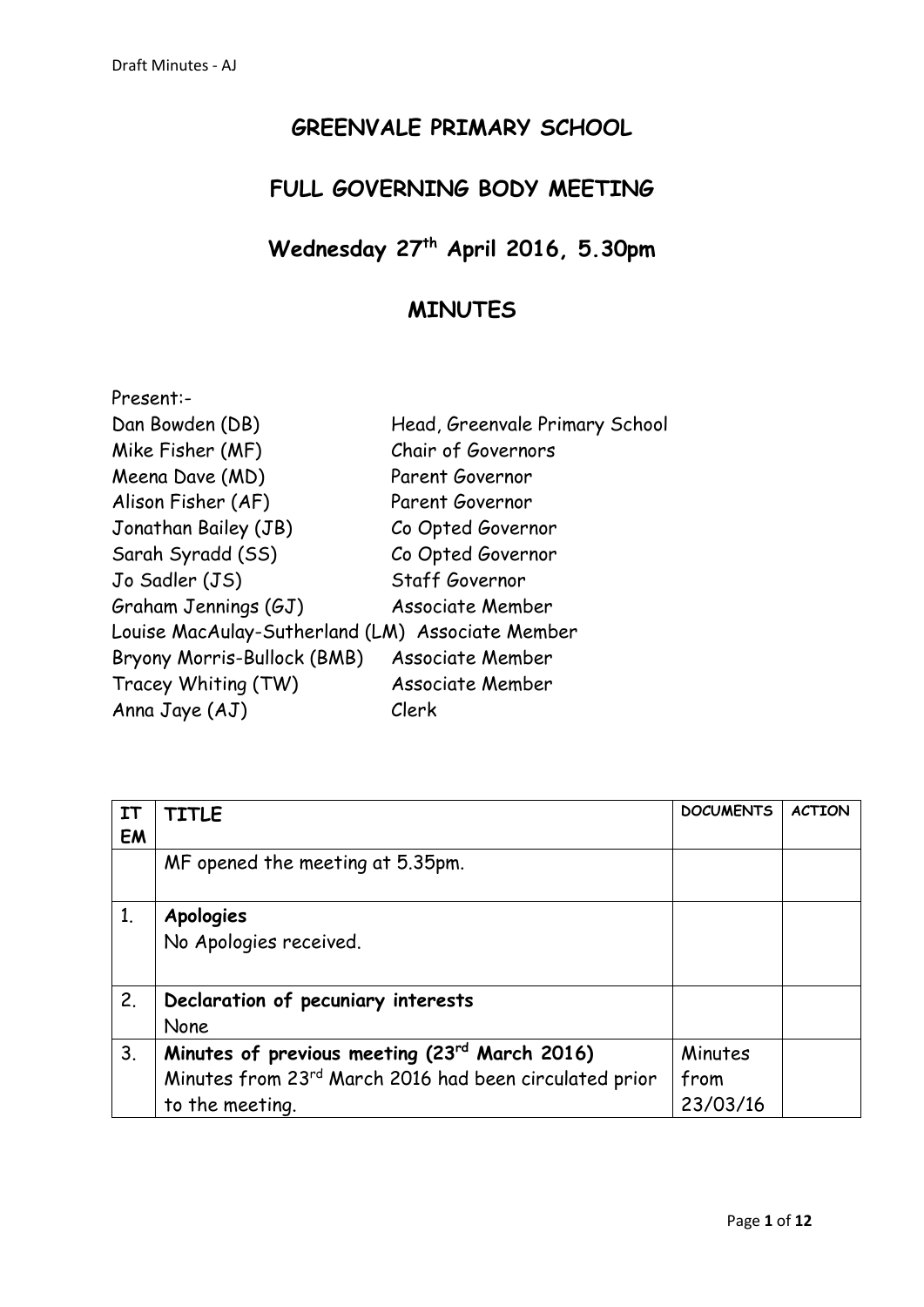# GREENVALE PRIMARY SCHOOL

## FULL GOVERNING BODY MEETING

## Wednesday 27th April 2016, 5.30pm

## MINUTES

Present:-

| | |
|---|---|
| Dan Bowden (DB) | Head, Greenvale Primary School |
| Mike Fisher (MF) | Chair of Governors |
| Meena Dave (MD) | Parent Governor |
| Alison Fisher (AF) | Parent Governor |
| Jonathan Bailey (JB) | Co Opted Governor |
| Sarah Syradd (SS) | Co Opted Governor |
| Jo Sadler (JS) | Staff Governor |
| Graham Jennings (GJ) | Associate Member |
| Louise MacAulay-Sutherland (LM) | Associate Member |
| Bryony Morris-Bullock (BMB) | Associate Member |
| Tracey Whiting (TW) | Associate Member |
| Anna Jaye (AJ) | Clerk |

| ITEM | TITLE | DOCUMENTS | ACTION |
|---|---|---|---|
| | MF opened the meeting at 5.35pm. | | |
| 1. | **Apologies**<br>No Apologies received. | | |
| 2. | **Declaration of pecuniary interests**<br>None | | |
| 3. | **Minutes of previous meeting (23rd March 2016)**<br>Minutes from 23rd March 2016 had been circulated prior to the meeting. | Minutes from 23/03/16 | |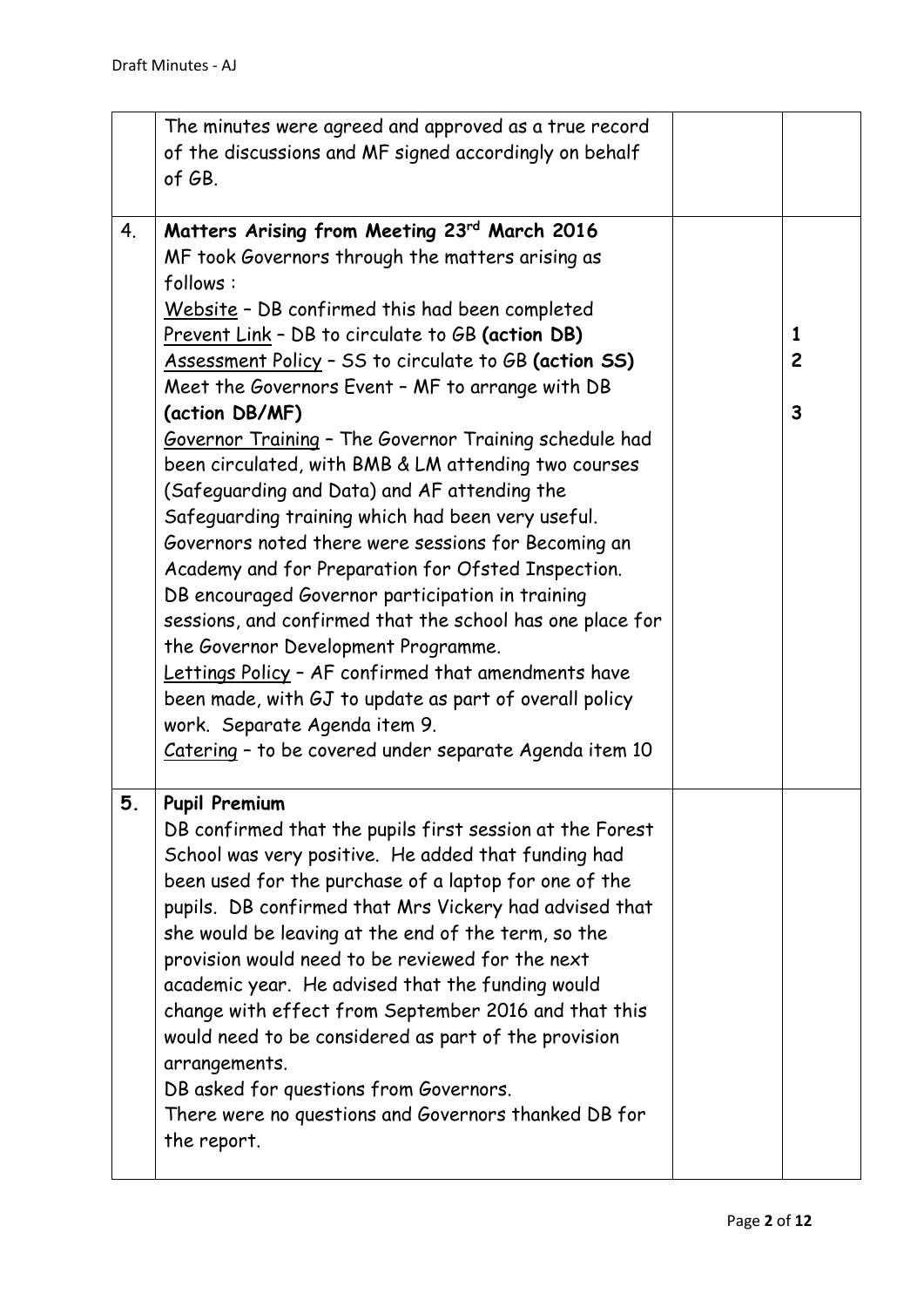| | | | |
|---|---|---|---|
| | The minutes were agreed and approved as a true record of the discussions and MF signed accordingly on behalf of GB. | | |
| 4. | **Matters Arising from Meeting 23rd March 2016**<br>MF took Governors through the matters arising as follows :<br>Website – DB confirmed this had been completed<br>Prevent Link – DB to circulate to GB **(action DB)**<br>Assessment Policy – SS to circulate to GB **(action SS)**<br>Meet the Governors Event – MF to arrange with DB **(action DB/MF)**<br>Governor Training – The Governor Training schedule had been circulated, with BMB & LM attending two courses (Safeguarding and Data) and AF attending the Safeguarding training which had been very useful. Governors noted there were sessions for Becoming an Academy and for Preparation for Ofsted Inspection. DB encouraged Governor participation in training sessions, and confirmed that the school has one place for the Governor Development Programme.<br>Lettings Policy – AF confirmed that amendments have been made, with GJ to update as part of overall policy work. Separate Agenda item 9.<br>Catering – to be covered under separate Agenda item 10 | | 1<br>2<br><br>3 |
| 5. | **Pupil Premium**<br>DB confirmed that the pupils first session at the Forest School was very positive. He added that funding had been used for the purchase of a laptop for one of the pupils. DB confirmed that Mrs Vickery had advised that she would be leaving at the end of the term, so the provision would need to be reviewed for the next academic year. He advised that the funding would change with effect from September 2016 and that this would need to be considered as part of the provision arrangements.<br>DB asked for questions from Governors.<br>There were no questions and Governors thanked DB for the report. | | |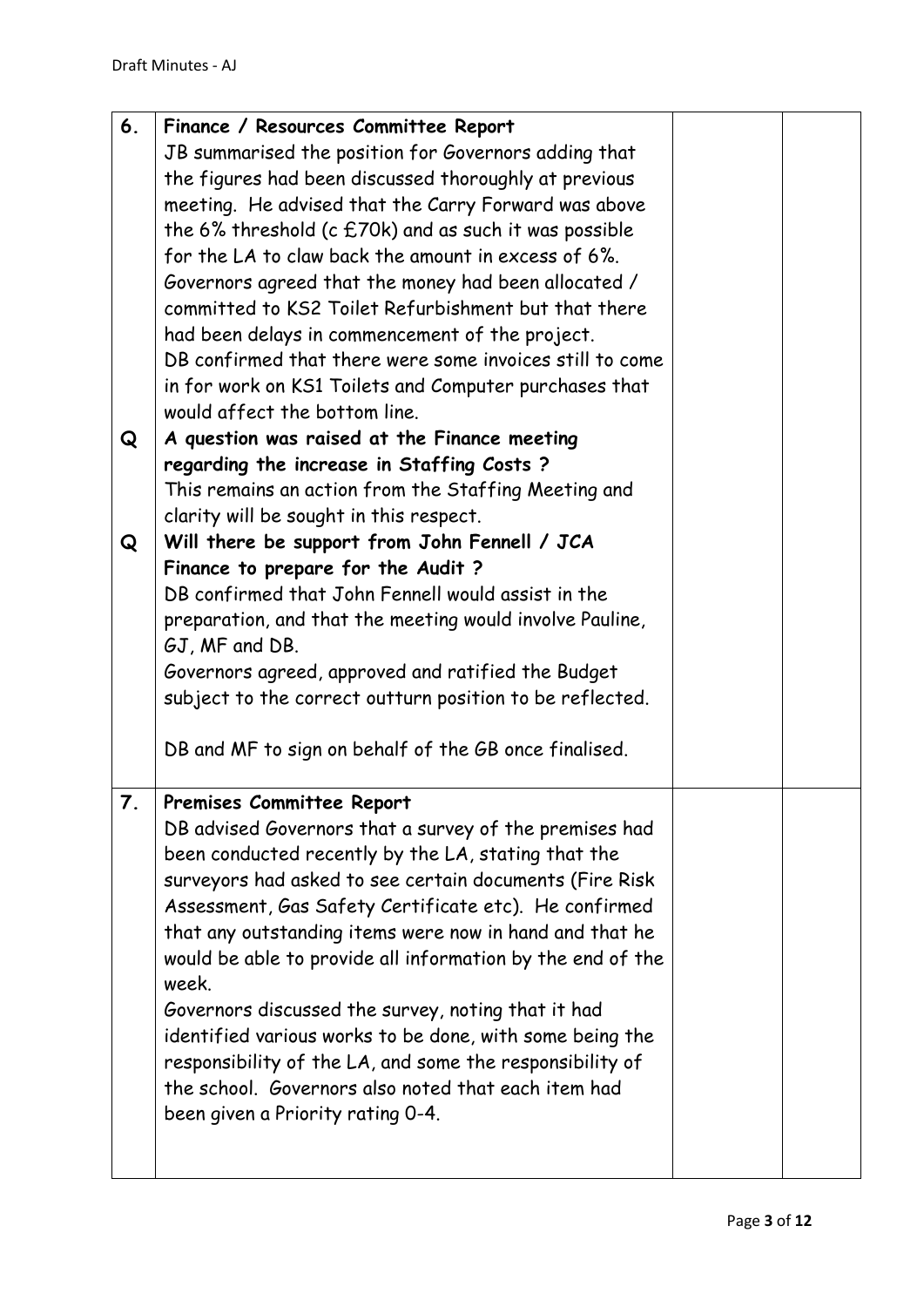Draft Minutes - AJ

| | | | |
|---|---|---|---|
| 6. | **Finance / Resources Committee Report**<br>JB summarised the position for Governors adding that the figures had been discussed thoroughly at previous meeting. He advised that the Carry Forward was above the 6% threshold (c £70k) and as such it was possible for the LA to claw back the amount in excess of 6%.<br>Governors agreed that the money had been allocated / committed to KS2 Toilet Refurbishment but that there had been delays in commencement of the project.<br>DB confirmed that there were some invoices still to come in for work on KS1 Toilets and Computer purchases that would affect the bottom line. | | |
| Q | **A question was raised at the Finance meeting regarding the increase in Staffing Costs ?**<br>This remains an action from the Staffing Meeting and clarity will be sought in this respect. | | |
| Q | **Will there be support from John Fennell / JCA Finance to prepare for the Audit ?**<br>DB confirmed that John Fennell would assist in the preparation, and that the meeting would involve Pauline, GJ, MF and DB.<br>Governors agreed, approved and ratified the Budget subject to the correct outturn position to be reflected.<br><br>DB and MF to sign on behalf of the GB once finalised. | | |
| 7. | **Premises Committee Report**<br>DB advised Governors that a survey of the premises had been conducted recently by the LA, stating that the surveyors had asked to see certain documents (Fire Risk Assessment, Gas Safety Certificate etc). He confirmed that any outstanding items were now in hand and that he would be able to provide all information by the end of the week.<br>Governors discussed the survey, noting that it had identified various works to be done, with some being the responsibility of the LA, and some the responsibility of the school. Governors also noted that each item had been given a Priority rating 0-4. | | |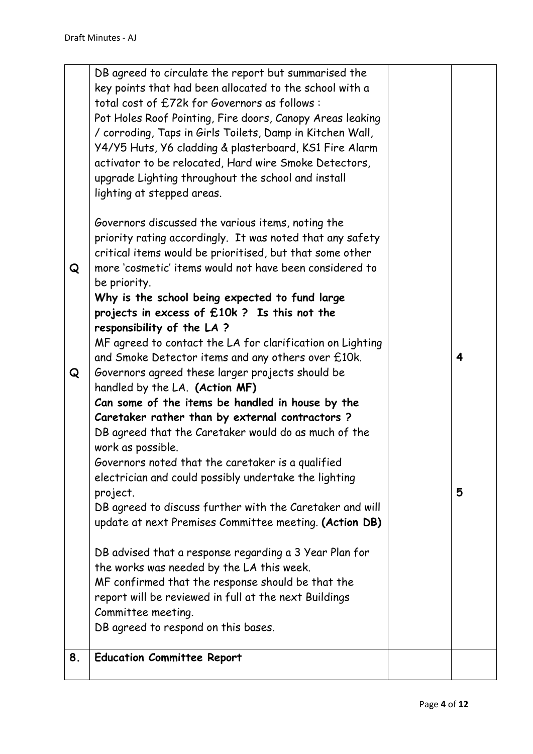Draft Minutes - AJ

| | | | |
|---|---|---|---|
| | DB agreed to circulate the report but summarised the key points that had been allocated to the school with a total cost of £72k for Governors as follows :<br>Pot Holes Roof Pointing, Fire doors, Canopy Areas leaking / corroding, Taps in Girls Toilets, Damp in Kitchen Wall, Y4/Y5 Huts, Y6 cladding & plasterboard, KS1 Fire Alarm activator to be relocated, Hard wire Smoke Detectors, upgrade Lighting throughout the school and install lighting at stepped areas.<br><br>Governors discussed the various items, noting the priority rating accordingly. It was noted that any safety critical items would be prioritised, but that some other more 'cosmetic' items would not have been considered to be priority. | | |
| Q | **Why is the school being expected to fund large projects in excess of £10k ? Is this not the responsibility of the LA ?**<br>MF agreed to contact the LA for clarification on Lighting and Smoke Detector items and any others over £10k.<br>Governors agreed these larger projects should be handled by the LA. **(Action MF)** | | 4 |
| Q | **Can some of the items be handled in house by the Caretaker rather than by external contractors ?**<br>DB agreed that the Caretaker would do as much of the work as possible.<br>Governors noted that the caretaker is a qualified electrician and could possibly undertake the lighting project.<br>DB agreed to discuss further with the Caretaker and will update at next Premises Committee meeting. **(Action DB)**<br><br>DB advised that a response regarding a 3 Year Plan for the works was needed by the LA this week.<br>MF confirmed that the response should be that the report will be reviewed in full at the next Buildings Committee meeting.<br>DB agreed to respond on this bases. | | 5 |
| **8.** | **Education Committee Report** | | |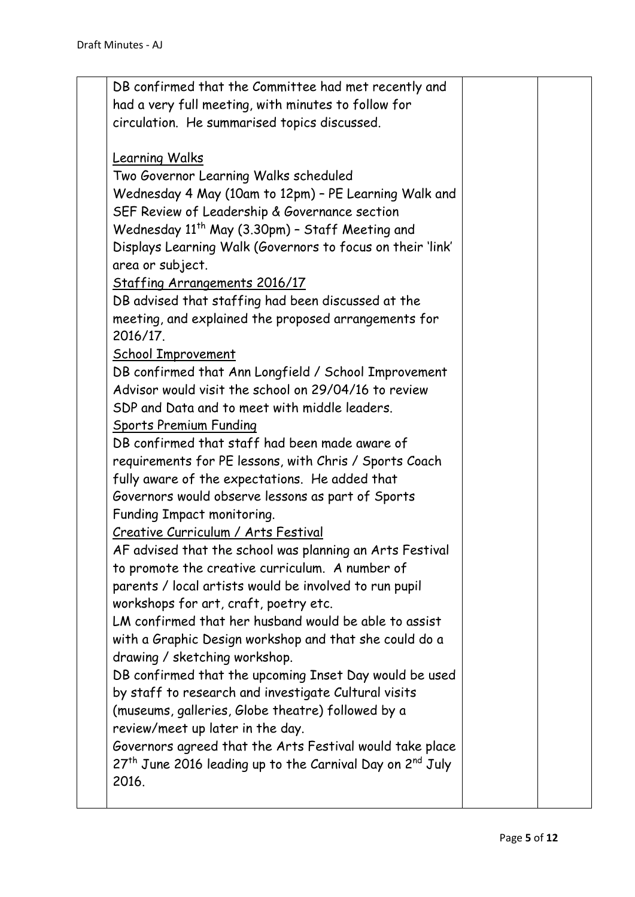Draft Minutes - AJ

| | | | |
|---|---|---|---|
| | DB confirmed that the Committee had met recently and had a very full meeting, with minutes to follow for circulation. He summarised topics discussed.<br><br><u>Learning Walks</u><br>Two Governor Learning Walks scheduled<br>Wednesday 4 May (10am to 12pm) – PE Learning Walk and SEF Review of Leadership & Governance section<br>Wednesday 11th May (3.30pm) – Staff Meeting and Displays Learning Walk (Governors to focus on their 'link' area or subject.<br><u>Staffing Arrangements 2016/17</u><br>DB advised that staffing had been discussed at the meeting, and explained the proposed arrangements for 2016/17.<br><u>School Improvement</u><br>DB confirmed that Ann Longfield / School Improvement Advisor would visit the school on 29/04/16 to review SDP and Data and to meet with middle leaders.<br><u>Sports Premium Funding</u><br>DB confirmed that staff had been made aware of requirements for PE lessons, with Chris / Sports Coach fully aware of the expectations. He added that Governors would observe lessons as part of Sports Funding Impact monitoring.<br><u>Creative Curriculum / Arts Festival</u><br>AF advised that the school was planning an Arts Festival to promote the creative curriculum. A number of parents / local artists would be involved to run pupil workshops for art, craft, poetry etc.<br>LM confirmed that her husband would be able to assist with a Graphic Design workshop and that she could do a drawing / sketching workshop.<br>DB confirmed that the upcoming Inset Day would be used by staff to research and investigate Cultural visits (museums, galleries, Globe theatre) followed by a review/meet up later in the day.<br>Governors agreed that the Arts Festival would take place 27th June 2016 leading up to the Carnival Day on 2nd July 2016. | | |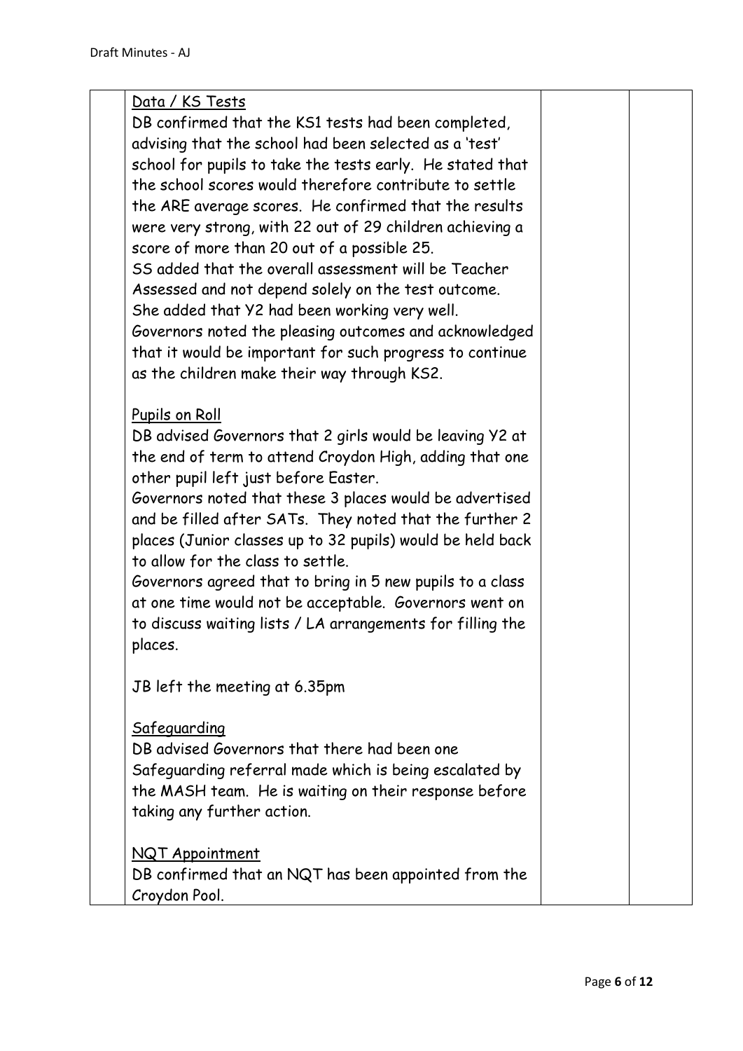Data / KS Tests

DB confirmed that the KS1 tests had been completed, advising that the school had been selected as a 'test' school for pupils to take the tests early. He stated that the school scores would therefore contribute to settle the ARE average scores. He confirmed that the results were very strong, with 22 out of 29 children achieving a score of more than 20 out of a possible 25.

SS added that the overall assessment will be Teacher Assessed and not depend solely on the test outcome. She added that Y2 had been working very well.

Governors noted the pleasing outcomes and acknowledged that it would be important for such progress to continue as the children make their way through KS2.

Pupils on Roll

DB advised Governors that 2 girls would be leaving Y2 at the end of term to attend Croydon High, adding that one other pupil left just before Easter.

Governors noted that these 3 places would be advertised and be filled after SATs. They noted that the further 2 places (Junior classes up to 32 pupils) would be held back to allow for the class to settle.

Governors agreed that to bring in 5 new pupils to a class at one time would not be acceptable. Governors went on to discuss waiting lists / LA arrangements for filling the places.

JB left the meeting at 6.35pm

Safeguarding

DB advised Governors that there had been one Safeguarding referral made which is being escalated by the MASH team. He is waiting on their response before taking any further action.

NQT Appointment

DB confirmed that an NQT has been appointed from the Croydon Pool.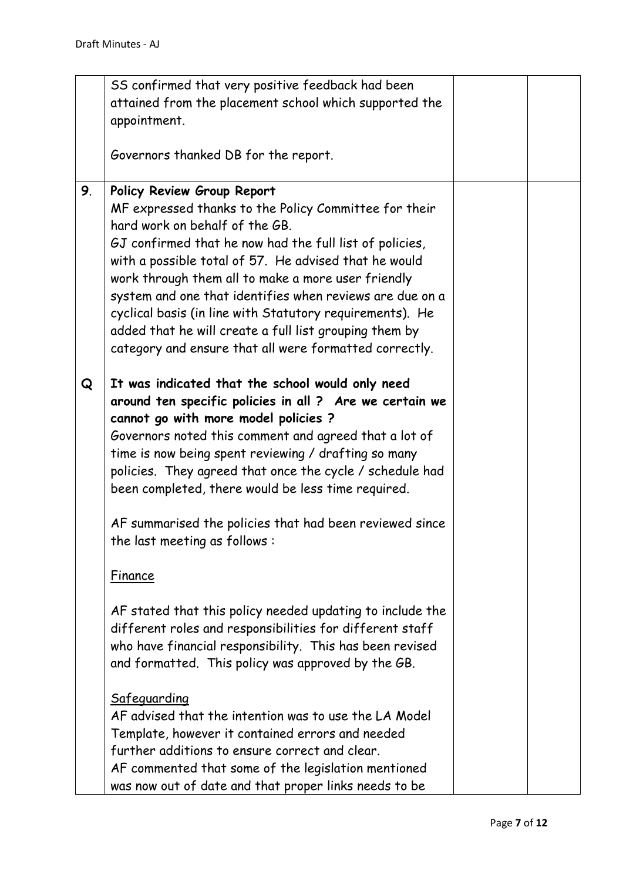| | | | |
|---|---|---|---|
| | SS confirmed that very positive feedback had been attained from the placement school which supported the appointment.<br><br>Governors thanked DB for the report. | | |
| 9. | **Policy Review Group Report**<br>MF expressed thanks to the Policy Committee for their hard work on behalf of the GB.<br>GJ confirmed that he now had the full list of policies, with a possible total of 57. He advised that he would work through them all to make a more user friendly system and one that identifies when reviews are due on a cyclical basis (in line with Statutory requirements). He added that he will create a full list grouping them by category and ensure that all were formatted correctly. | | |
| Q | **It was indicated that the school would only need around ten specific policies in all ? Are we certain we cannot go with more model policies ?**<br>Governors noted this comment and agreed that a lot of time is now being spent reviewing / drafting so many policies. They agreed that once the cycle / schedule had been completed, there would be less time required.<br><br>AF summarised the policies that had been reviewed since the last meeting as follows :<br><br><u>Finance</u><br><br>AF stated that this policy needed updating to include the different roles and responsibilities for different staff who have financial responsibility. This has been revised and formatted. This policy was approved by the GB.<br><br><u>Safeguarding</u><br>AF advised that the intention was to use the LA Model Template, however it contained errors and needed further additions to ensure correct and clear.<br>AF commented that some of the legislation mentioned was now out of date and that proper links needs to be | | |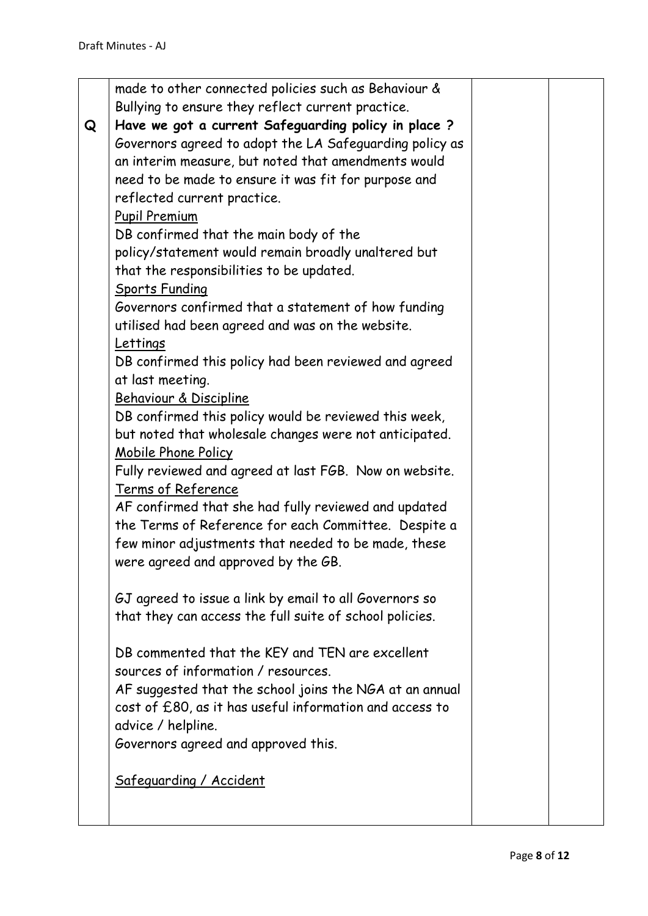| | | | |
|---|---|---|---|
| | made to other connected policies such as Behaviour & Bullying to ensure they reflect current practice. | | |
| Q | **Have we got a current Safeguarding policy in place ?** Governors agreed to adopt the LA Safeguarding policy as an interim measure, but noted that amendments would need to be made to ensure it was fit for purpose and reflected current practice.<br><u>Pupil Premium</u><br>DB confirmed that the main body of the policy/statement would remain broadly unaltered but that the responsibilities to be updated.<br><u>Sports Funding</u><br>Governors confirmed that a statement of how funding utilised had been agreed and was on the website.<br><u>Lettings</u><br>DB confirmed this policy had been reviewed and agreed at last meeting.<br><u>Behaviour & Discipline</u><br>DB confirmed this policy would be reviewed this week, but noted that wholesale changes were not anticipated.<br><u>Mobile Phone Policy</u><br>Fully reviewed and agreed at last FGB. Now on website.<br><u>Terms of Reference</u><br>AF confirmed that she had fully reviewed and updated the Terms of Reference for each Committee. Despite a few minor adjustments that needed to be made, these were agreed and approved by the GB.<br><br>GJ agreed to issue a link by email to all Governors so that they can access the full suite of school policies.<br><br>DB commented that the KEY and TEN are excellent sources of information / resources.<br>AF suggested that the school joins the NGA at an annual cost of £80, as it has useful information and access to advice / helpline.<br>Governors agreed and approved this.<br><br><u>Safeguarding / Accident</u> | | |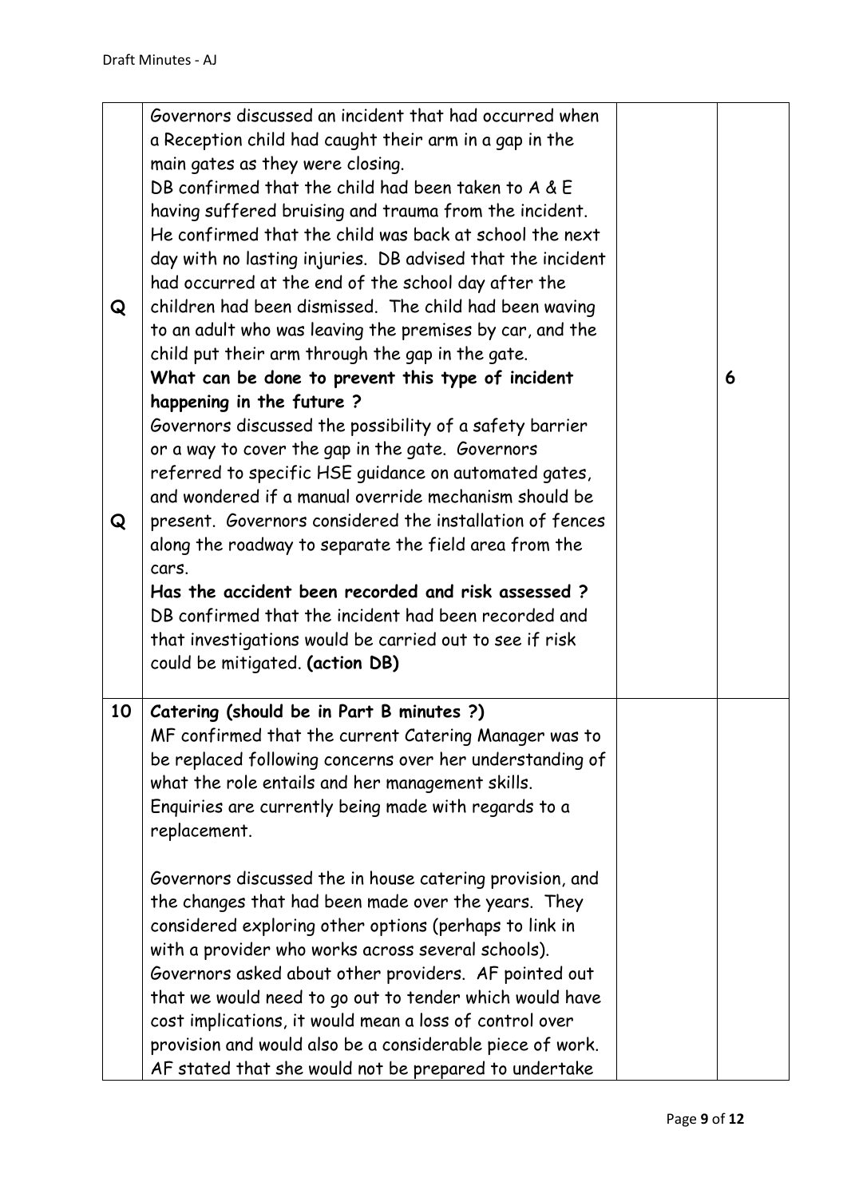| | | | |
|---|---|---|---|
| Q<br><br>Q | Governors discussed an incident that had occurred when a Reception child had caught their arm in a gap in the main gates as they were closing.<br>DB confirmed that the child had been taken to A & E having suffered bruising and trauma from the incident. He confirmed that the child was back at school the next day with no lasting injuries. DB advised that the incident had occurred at the end of the school day after the children had been dismissed. The child had been waving to an adult who was leaving the premises by car, and the child put their arm through the gap in the gate.<br>**What can be done to prevent this type of incident happening in the future ?**<br>Governors discussed the possibility of a safety barrier or a way to cover the gap in the gate. Governors referred to specific HSE guidance on automated gates, and wondered if a manual override mechanism should be present. Governors considered the installation of fences along the roadway to separate the field area from the cars.<br>**Has the accident been recorded and risk assessed ?**<br>DB confirmed that the incident had been recorded and that investigations would be carried out to see if risk could be mitigated. **(action DB)** | | 6 |
| 10 | **Catering (should be in Part B minutes ?)**<br>MF confirmed that the current Catering Manager was to be replaced following concerns over her understanding of what the role entails and her management skills. Enquiries are currently being made with regards to a replacement.<br><br>Governors discussed the in house catering provision, and the changes that had been made over the years. They considered exploring other options (perhaps to link in with a provider who works across several schools). Governors asked about other providers. AF pointed out that we would need to go out to tender which would have cost implications, it would mean a loss of control over provision and would also be a considerable piece of work. AF stated that she would not be prepared to undertake | | |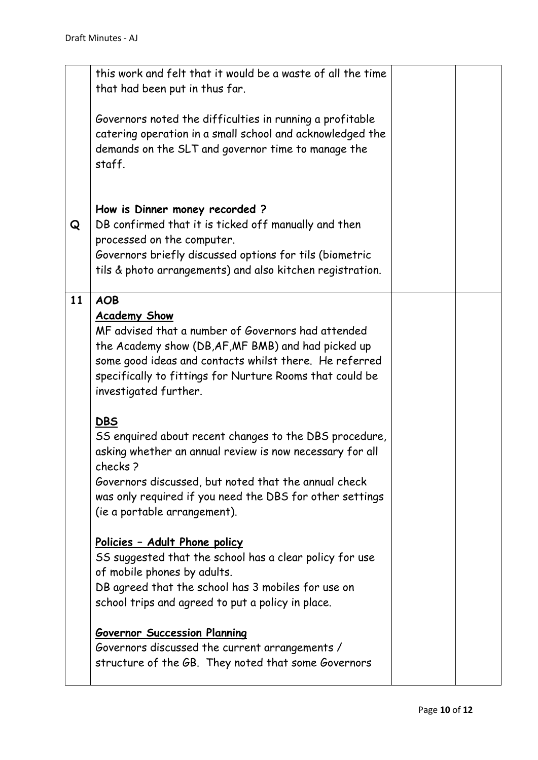| | | | |
|---|---|---|---|
| | this work and felt that it would be a waste of all the time that had been put in thus far.<br><br>Governors noted the difficulties in running a profitable catering operation in a small school and acknowledged the demands on the SLT and governor time to manage the staff.<br><br>**How is Dinner money recorded ?**<br>DB confirmed that it is ticked off manually and then processed on the computer.<br>Governors briefly discussed options for tils (biometric tils & photo arrangements) and also kitchen registration. | | |
| **Q** | | | |
| **11** | **AOB**<br>**<u>Academy Show</u>**<br>MF advised that a number of Governors had attended the Academy show (DB,AF,MF BMB) and had picked up some good ideas and contacts whilst there. He referred specifically to fittings for Nurture Rooms that could be investigated further.<br><br>**<u>DBS</u>**<br>SS enquired about recent changes to the DBS procedure, asking whether an annual review is now necessary for all checks ?<br>Governors discussed, but noted that the annual check was only required if you need the DBS for other settings (ie a portable arrangement).<br><br>**<u>Policies – Adult Phone policy</u>**<br>SS suggested that the school has a clear policy for use of mobile phones by adults.<br>DB agreed that the school has 3 mobiles for use on school trips and agreed to put a policy in place.<br><br>**<u>Governor Succession Planning</u>**<br>Governors discussed the current arrangements / structure of the GB. They noted that some Governors | | |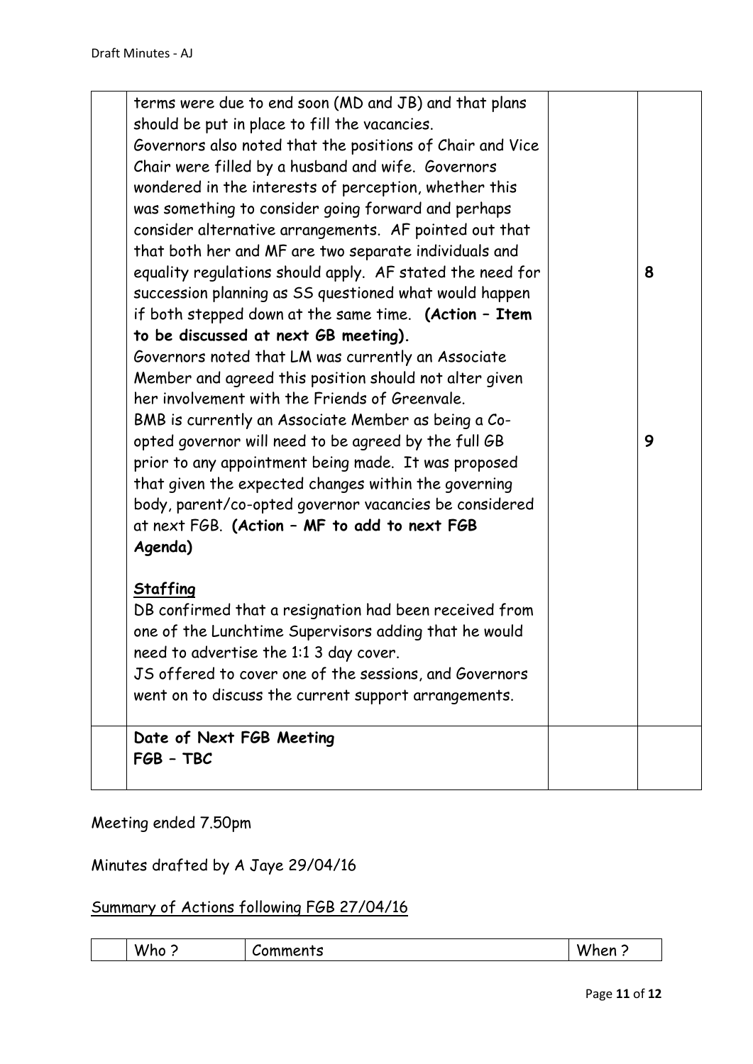| | | | |
|---|---|---|---|
| | terms were due to end soon (MD and JB) and that plans should be put in place to fill the vacancies.<br>Governors also noted that the positions of Chair and Vice Chair were filled by a husband and wife. Governors wondered in the interests of perception, whether this was something to consider going forward and perhaps consider alternative arrangements. AF pointed out that that both her and MF are two separate individuals and equality regulations should apply. AF stated the need for succession planning as SS questioned what would happen if both stepped down at the same time. **(Action – Item to be discussed at next GB meeting).**<br>Governors noted that LM was currently an Associate Member and agreed this position should not alter given her involvement with the Friends of Greenvale.<br>BMB is currently an Associate Member as being a Co-opted governor will need to be agreed by the full GB prior to any appointment being made. It was proposed that given the expected changes within the governing body, parent/co-opted governor vacancies be considered at next FGB. **(Action – MF to add to next FGB Agenda)**<br><br>**<u>Staffing</u>**<br>DB confirmed that a resignation had been received from one of the Lunchtime Supervisors adding that he would need to advertise the 1:1 3 day cover.<br>JS offered to cover one of the sessions, and Governors went on to discuss the current support arrangements. | | **8**<br><br><br><br>**9** |
| | **Date of Next FGB Meeting**<br>**FGB – TBC** | | |

Meeting ended 7.50pm

Minutes drafted by A Jaye 29/04/16

<u>Summary of Actions following FGB 27/04/16</u>

| | Who ? | Comments | When ? |
|---|---|---|---|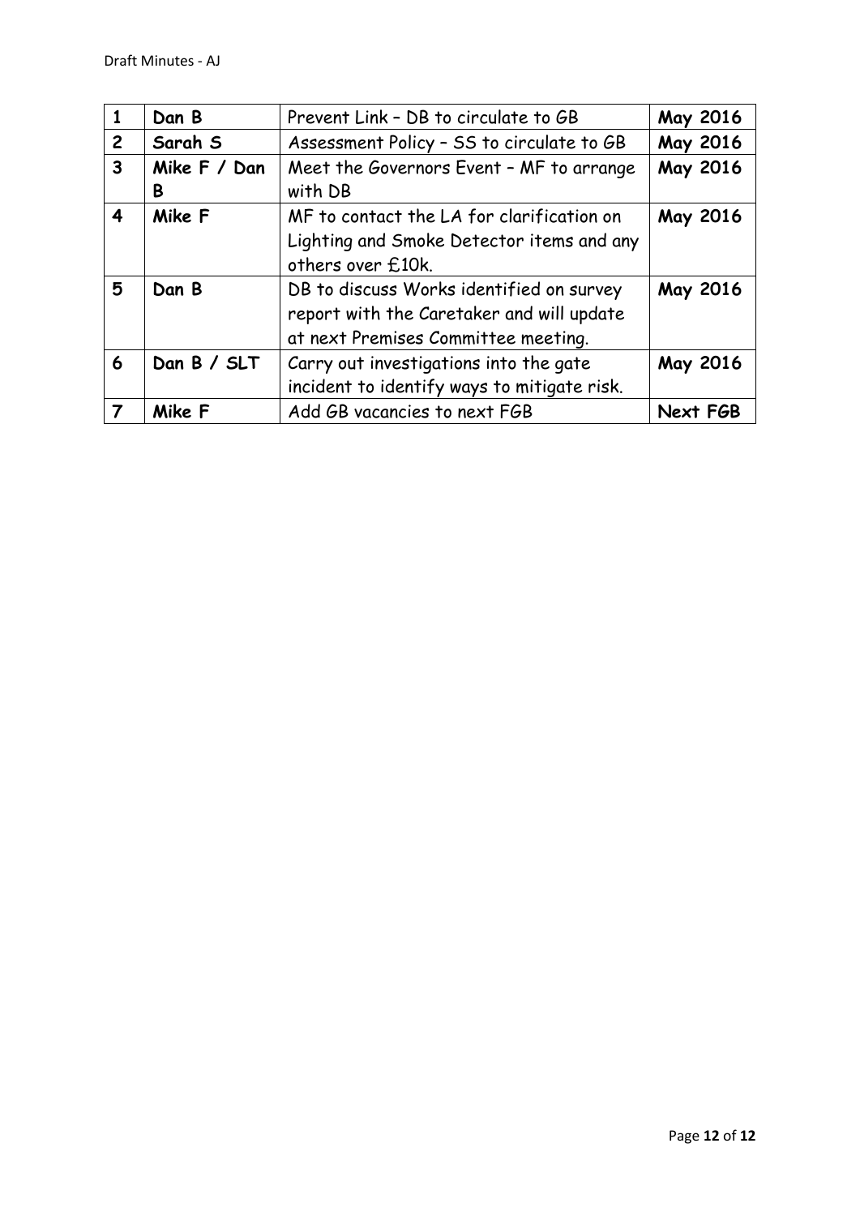| | | | |
|---|---|---|---|
| **1** | **Dan B** | Prevent Link – DB to circulate to GB | **May 2016** |
| **2** | **Sarah S** | Assessment Policy – SS to circulate to GB | **May 2016** |
| **3** | **Mike F / Dan B** | Meet the Governors Event – MF to arrange with DB | **May 2016** |
| **4** | **Mike F** | MF to contact the LA for clarification on Lighting and Smoke Detector items and any others over £10k. | **May 2016** |
| **5** | **Dan B** | DB to discuss Works identified on survey report with the Caretaker and will update at next Premises Committee meeting. | **May 2016** |
| **6** | **Dan B / SLT** | Carry out investigations into the gate incident to identify ways to mitigate risk. | **May 2016** |
| **7** | **Mike F** | Add GB vacancies to next FGB | **Next FGB** |